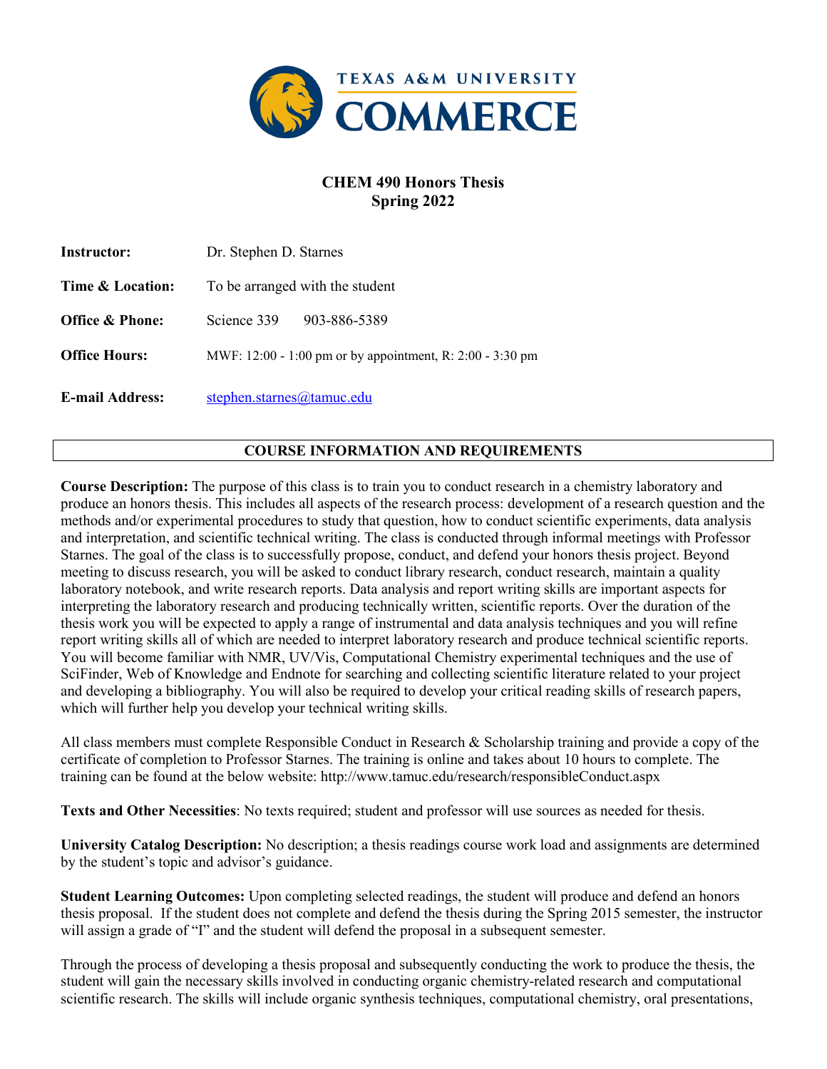# CHEM 490 Honors Thesis
## Spring 2022

| | |
|---|---|
| **Instructor:** | Dr. Stephen D. Starnes |
| **Time & Location:** | To be arranged with the student |
| **Office & Phone:** | Science 339 903-886-5389 |
| **Office Hours:** | MWF: 12:00 - 1:00 pm or by appointment, R: 2:00 - 3:30 pm |
| **E-mail Address:** | stephen.starnes@tamuc.edu |

## COURSE INFORMATION AND REQUIREMENTS

**Course Description:** The purpose of this class is to train you to conduct research in a chemistry laboratory and produce an honors thesis. This includes all aspects of the research process: development of a research question and the methods and/or experimental procedures to study that question, how to conduct scientific experiments, data analysis and interpretation, and scientific technical writing. The class is conducted through informal meetings with Professor Starnes. The goal of the class is to successfully propose, conduct, and defend your honors thesis project. Beyond meeting to discuss research, you will be asked to conduct library research, conduct research, maintain a quality laboratory notebook, and write research reports. Data analysis and report writing skills are important aspects for interpreting the laboratory research and producing technically written, scientific reports. Over the duration of the thesis work you will be expected to apply a range of instrumental and data analysis techniques and you will refine report writing skills all of which are needed to interpret laboratory research and produce technical scientific reports. You will become familiar with NMR, UV/Vis, Computational Chemistry experimental techniques and the use of SciFinder, Web of Knowledge and Endnote for searching and collecting scientific literature related to your project and developing a bibliography. You will also be required to develop your critical reading skills of research papers, which will further help you develop your technical writing skills.

All class members must complete Responsible Conduct in Research & Scholarship training and provide a copy of the certificate of completion to Professor Starnes. The training is online and takes about 10 hours to complete. The training can be found at the below website: http://www.tamuc.edu/research/responsibleConduct.aspx

**Texts and Other Necessities**: No texts required; student and professor will use sources as needed for thesis.

**University Catalog Description:** No description; a thesis readings course work load and assignments are determined by the student's topic and advisor's guidance.

**Student Learning Outcomes:** Upon completing selected readings, the student will produce and defend an honors thesis proposal. If the student does not complete and defend the thesis during the Spring 2015 semester, the instructor will assign a grade of "I" and the student will defend the proposal in a subsequent semester.

Through the process of developing a thesis proposal and subsequently conducting the work to produce the thesis, the student will gain the necessary skills involved in conducting organic chemistry-related research and computational scientific research. The skills will include organic synthesis techniques, computational chemistry, oral presentations,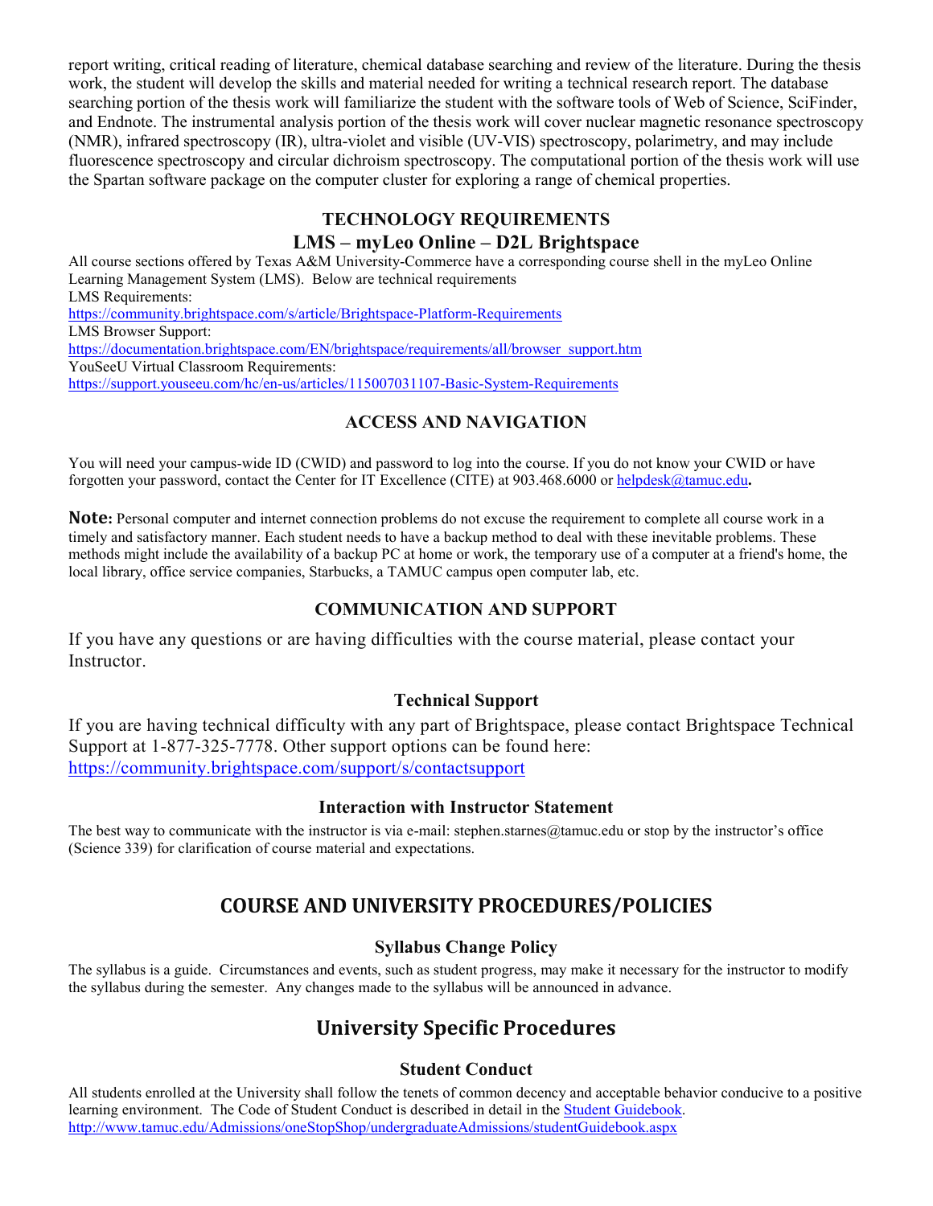report writing, critical reading of literature, chemical database searching and review of the literature. During the thesis work, the student will develop the skills and material needed for writing a technical research report. The database searching portion of the thesis work will familiarize the student with the software tools of Web of Science, SciFinder, and Endnote. The instrumental analysis portion of the thesis work will cover nuclear magnetic resonance spectroscopy (NMR), infrared spectroscopy (IR), ultra-violet and visible (UV-VIS) spectroscopy, polarimetry, and may include fluorescence spectroscopy and circular dichroism spectroscopy. The computational portion of the thesis work will use the Spartan software package on the computer cluster for exploring a range of chemical properties.

## TECHNOLOGY REQUIREMENTS

### LMS – myLeo Online – D2L Brightspace

All course sections offered by Texas A&M University-Commerce have a corresponding course shell in the myLeo Online Learning Management System (LMS). Below are technical requirements

LMS Requirements:
https://community.brightspace.com/s/article/Brightspace-Platform-Requirements

LMS Browser Support:
https://documentation.brightspace.com/EN/brightspace/requirements/all/browser_support.htm

YouSeeU Virtual Classroom Requirements:
https://support.youseeu.com/hc/en-us/articles/115007031107-Basic-System-Requirements

## ACCESS AND NAVIGATION

You will need your campus-wide ID (CWID) and password to log into the course. If you do not know your CWID or have forgotten your password, contact the Center for IT Excellence (CITE) at 903.468.6000 or helpdesk@tamuc.edu**.**

**Note:** Personal computer and internet connection problems do not excuse the requirement to complete all course work in a timely and satisfactory manner. Each student needs to have a backup method to deal with these inevitable problems. These methods might include the availability of a backup PC at home or work, the temporary use of a computer at a friend's home, the local library, office service companies, Starbucks, a TAMUC campus open computer lab, etc.

## COMMUNICATION AND SUPPORT

If you have any questions or are having difficulties with the course material, please contact your Instructor.

### Technical Support

If you are having technical difficulty with any part of Brightspace, please contact Brightspace Technical Support at 1-877-325-7778. Other support options can be found here: https://community.brightspace.com/support/s/contactsupport

### Interaction with Instructor Statement

The best way to communicate with the instructor is via e-mail: stephen.starnes@tamuc.edu or stop by the instructor's office (Science 339) for clarification of course material and expectations.

## COURSE AND UNIVERSITY PROCEDURES/POLICIES

### Syllabus Change Policy

The syllabus is a guide. Circumstances and events, such as student progress, may make it necessary for the instructor to modify the syllabus during the semester. Any changes made to the syllabus will be announced in advance.

## University Specific Procedures

### Student Conduct

All students enrolled at the University shall follow the tenets of common decency and acceptable behavior conducive to a positive learning environment. The Code of Student Conduct is described in detail in the Student Guidebook.
http://www.tamuc.edu/Admissions/oneStopShop/undergraduateAdmissions/studentGuidebook.aspx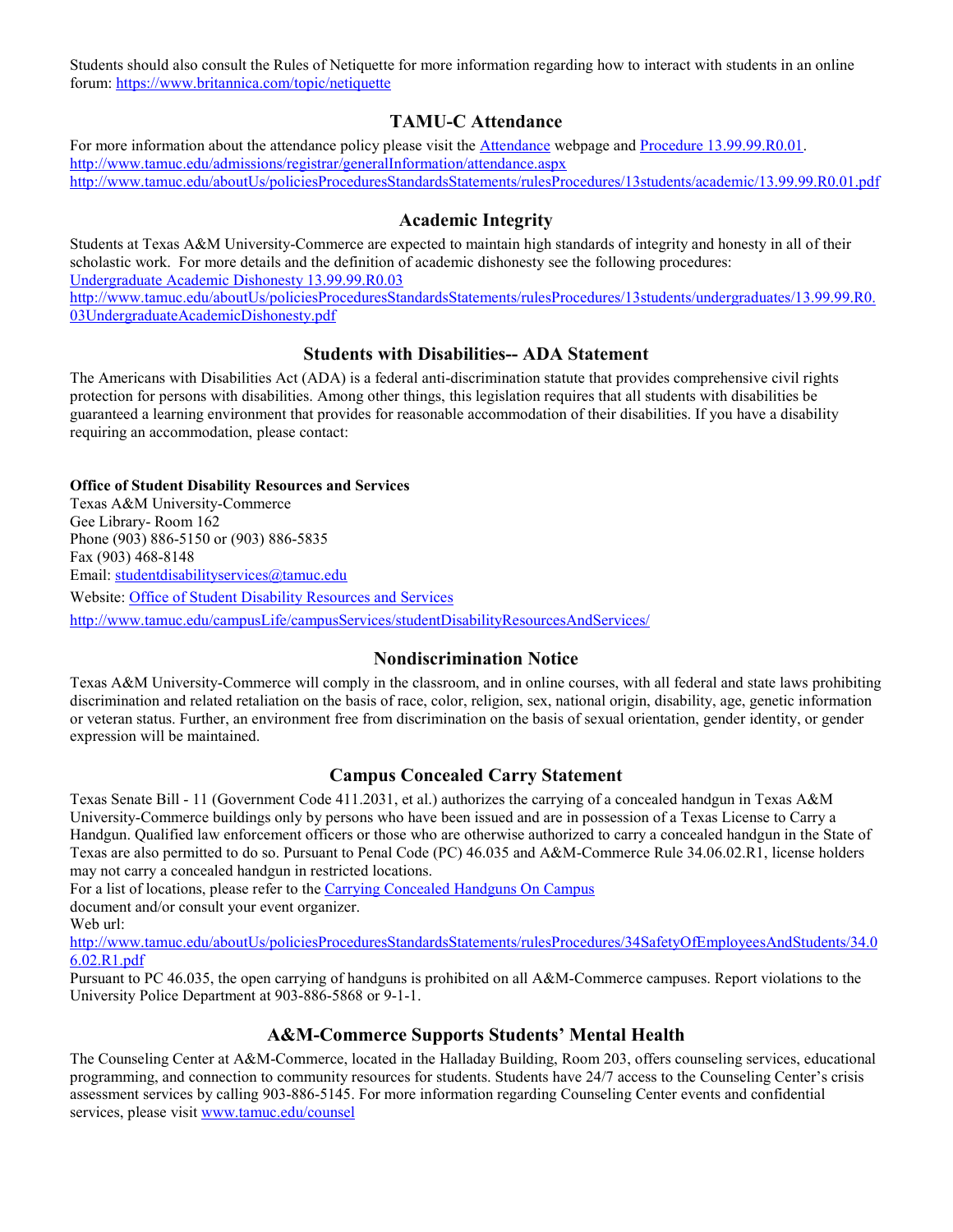Students should also consult the Rules of Netiquette for more information regarding how to interact with students in an online forum: https://www.britannica.com/topic/netiquette

## TAMU-C Attendance

For more information about the attendance policy please visit the Attendance webpage and Procedure 13.99.99.R0.01.
http://www.tamuc.edu/admissions/registrar/generalInformation/attendance.aspx
http://www.tamuc.edu/aboutUs/policiesProceduresStandardsStatements/rulesProcedures/13students/academic/13.99.99.R0.01.pdf

## Academic Integrity

Students at Texas A&M University-Commerce are expected to maintain high standards of integrity and honesty in all of their scholastic work. For more details and the definition of academic dishonesty see the following procedures:
Undergraduate Academic Dishonesty 13.99.99.R0.03
http://www.tamuc.edu/aboutUs/policiesProceduresStandardsStatements/rulesProcedures/13students/undergraduates/13.99.99.R0.03UndergraduateAcademicDishonesty.pdf

## Students with Disabilities-- ADA Statement

The Americans with Disabilities Act (ADA) is a federal anti-discrimination statute that provides comprehensive civil rights protection for persons with disabilities. Among other things, this legislation requires that all students with disabilities be guaranteed a learning environment that provides for reasonable accommodation of their disabilities. If you have a disability requiring an accommodation, please contact:

**Office of Student Disability Resources and Services**
Texas A&M University-Commerce
Gee Library- Room 162
Phone (903) 886-5150 or (903) 886-5835
Fax (903) 468-8148
Email: studentdisabilityservices@tamuc.edu
Website: Office of Student Disability Resources and Services
http://www.tamuc.edu/campusLife/campusServices/studentDisabilityResourcesAndServices/

## Nondiscrimination Notice

Texas A&M University-Commerce will comply in the classroom, and in online courses, with all federal and state laws prohibiting discrimination and related retaliation on the basis of race, color, religion, sex, national origin, disability, age, genetic information or veteran status. Further, an environment free from discrimination on the basis of sexual orientation, gender identity, or gender expression will be maintained.

## Campus Concealed Carry Statement

Texas Senate Bill - 11 (Government Code 411.2031, et al.) authorizes the carrying of a concealed handgun in Texas A&M University-Commerce buildings only by persons who have been issued and are in possession of a Texas License to Carry a Handgun. Qualified law enforcement officers or those who are otherwise authorized to carry a concealed handgun in the State of Texas are also permitted to do so. Pursuant to Penal Code (PC) 46.035 and A&M-Commerce Rule 34.06.02.R1, license holders may not carry a concealed handgun in restricted locations.
For a list of locations, please refer to the Carrying Concealed Handguns On Campus document and/or consult your event organizer.
Web url:
http://www.tamuc.edu/aboutUs/policiesProceduresStandardsStatements/rulesProcedures/34SafetyOfEmployeesAndStudents/34.06.02.R1.pdf
Pursuant to PC 46.035, the open carrying of handguns is prohibited on all A&M-Commerce campuses. Report violations to the University Police Department at 903-886-5868 or 9-1-1.

## A&M-Commerce Supports Students' Mental Health

The Counseling Center at A&M-Commerce, located in the Halladay Building, Room 203, offers counseling services, educational programming, and connection to community resources for students. Students have 24/7 access to the Counseling Center's crisis assessment services by calling 903-886-5145. For more information regarding Counseling Center events and confidential services, please visit www.tamuc.edu/counsel